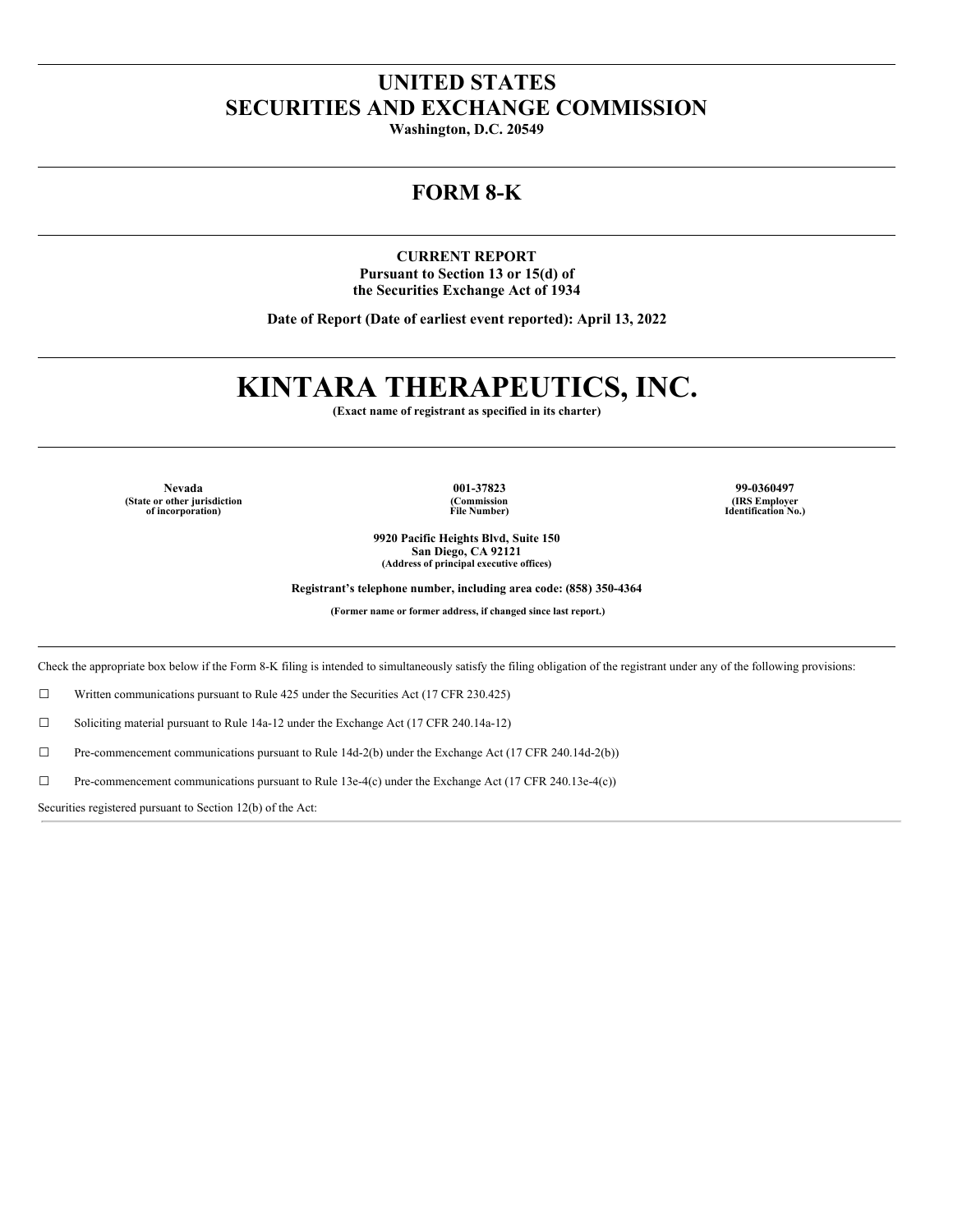# UNITED STATES
# SECURITIES AND EXCHANGE COMMISSION

**Washington, D.C. 20549**

## FORM 8-K

**CURRENT REPORT**
**Pursuant to Section 13 or 15(d) of**
**the Securities Exchange Act of 1934**

**Date of Report (Date of earliest event reported): April 13, 2022**

# KINTARA THERAPEUTICS, INC.

**(Exact name of registrant as specified in its charter)**

| **Nevada** | **001-37823** | **99-0360497** |
|---|---|---|
| **(State or other jurisdiction of incorporation)** | **(Commission File Number)** | **(IRS Employer Identification No.)** |

**9920 Pacific Heights Blvd, Suite 150**
**San Diego, CA 92121**
**(Address of principal executive offices)**

**Registrant's telephone number, including area code: (858) 350-4364**

**(Former name or former address, if changed since last report.)**

Check the appropriate box below if the Form 8-K filing is intended to simultaneously satisfy the filing obligation of the registrant under any of the following provisions:

☐ Written communications pursuant to Rule 425 under the Securities Act (17 CFR 230.425)

☐ Soliciting material pursuant to Rule 14a-12 under the Exchange Act (17 CFR 240.14a-12)

☐ Pre-commencement communications pursuant to Rule 14d-2(b) under the Exchange Act (17 CFR 240.14d-2(b))

☐ Pre-commencement communications pursuant to Rule 13e-4(c) under the Exchange Act (17 CFR 240.13e-4(c))

Securities registered pursuant to Section 12(b) of the Act: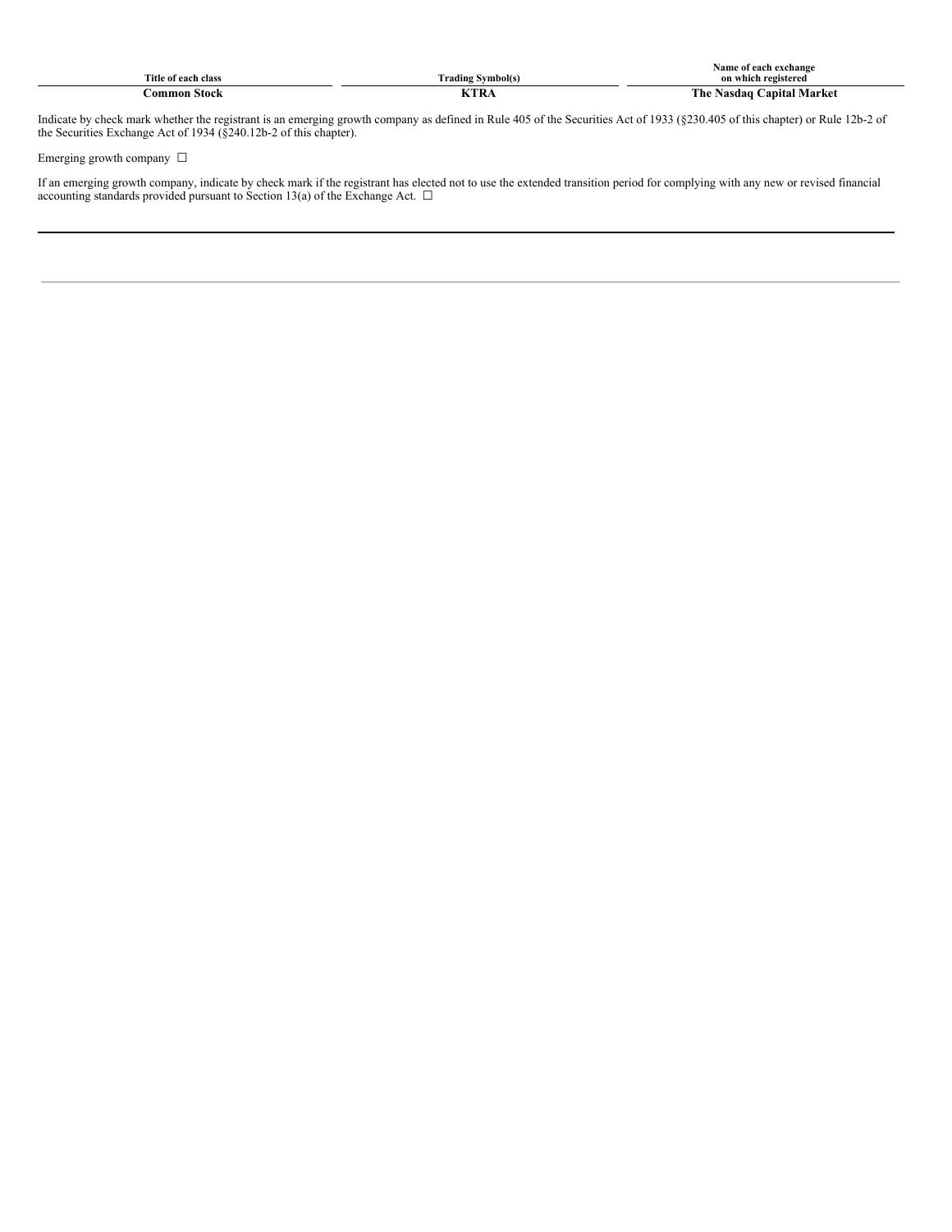| Title of each class | Trading Symbol(s) | Name of each exchange on which registered |
| --- | --- | --- |
| **Common Stock** | **KTRA** | **The Nasdaq Capital Market** |

Indicate by check mark whether the registrant is an emerging growth company as defined in Rule 405 of the Securities Act of 1933 (§230.405 of this chapter) or Rule 12b-2 of the Securities Exchange Act of 1934 (§240.12b-2 of this chapter).

Emerging growth company ☐

If an emerging growth company, indicate by check mark if the registrant has elected not to use the extended transition period for complying with any new or revised financial accounting standards provided pursuant to Section 13(a) of the Exchange Act. ☐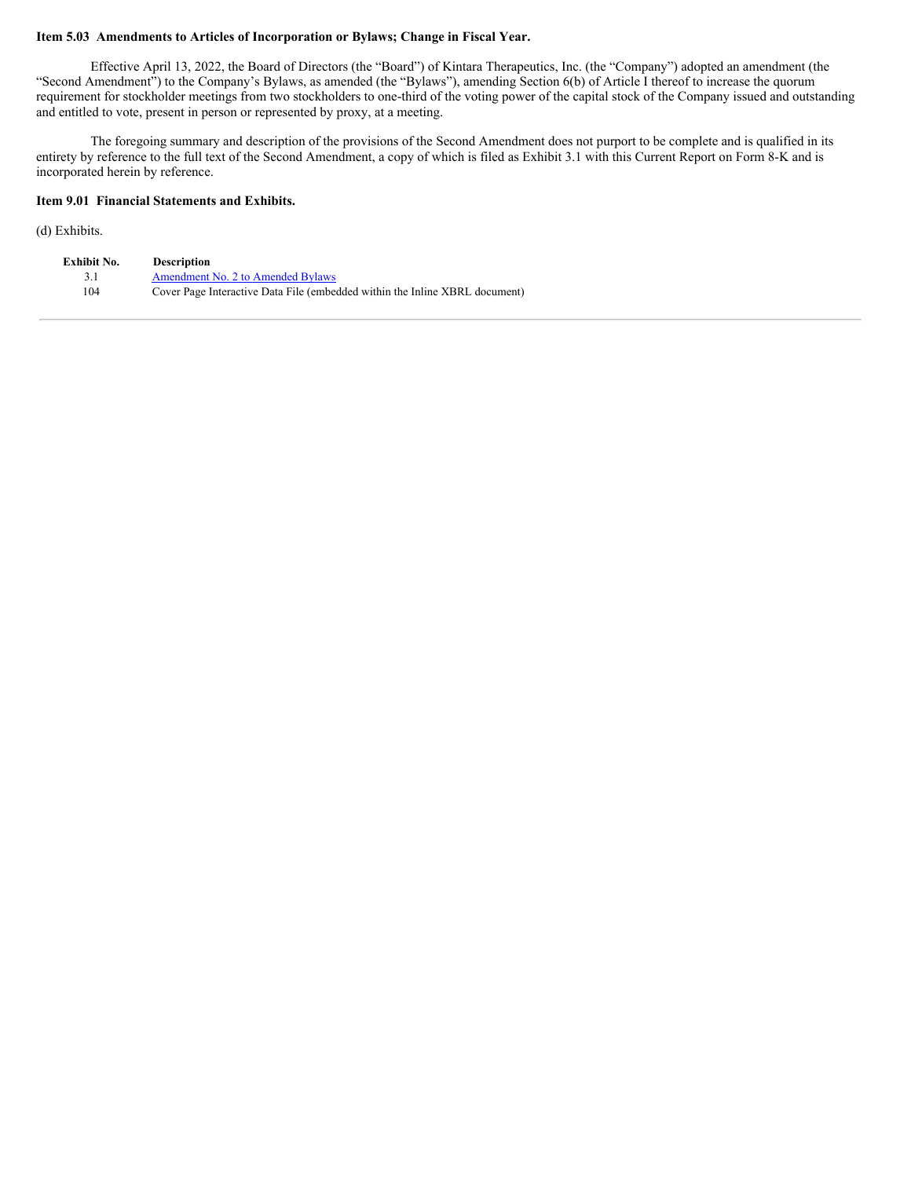**Item 5.03 Amendments to Articles of Incorporation or Bylaws; Change in Fiscal Year.**

Effective April 13, 2022, the Board of Directors (the "Board") of Kintara Therapeutics, Inc. (the "Company") adopted an amendment (the "Second Amendment") to the Company's Bylaws, as amended (the "Bylaws"), amending Section 6(b) of Article I thereof to increase the quorum requirement for stockholder meetings from two stockholders to one-third of the voting power of the capital stock of the Company issued and outstanding and entitled to vote, present in person or represented by proxy, at a meeting.

The foregoing summary and description of the provisions of the Second Amendment does not purport to be complete and is qualified in its entirety by reference to the full text of the Second Amendment, a copy of which is filed as Exhibit 3.1 with this Current Report on Form 8-K and is incorporated herein by reference.

**Item 9.01 Financial Statements and Exhibits.**

(d) Exhibits.

| Exhibit No. | Description |
|---|---|
| 3.1 | Amendment No. 2 to Amended Bylaws |
| 104 | Cover Page Interactive Data File (embedded within the Inline XBRL document) |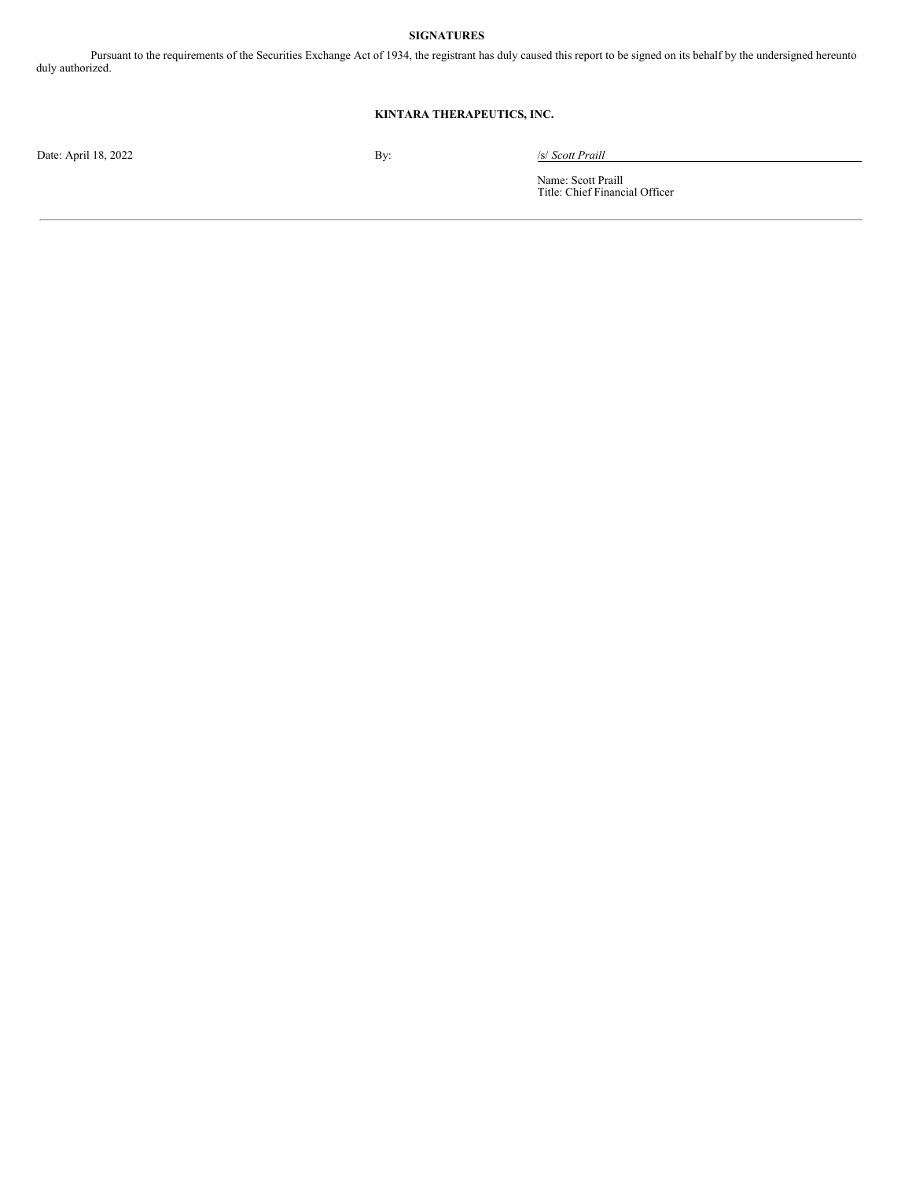**SIGNATURES**

Pursuant to the requirements of the Securities Exchange Act of 1934, the registrant has duly caused this report to be signed on its behalf by the undersigned hereunto duly authorized.

**KINTARA THERAPEUTICS, INC.**

| | | |
|---|---|---|
| Date: April 18, 2022 | By: | /s/ *Scott Praill* |
| | | Name: Scott Praill<br>Title: Chief Financial Officer |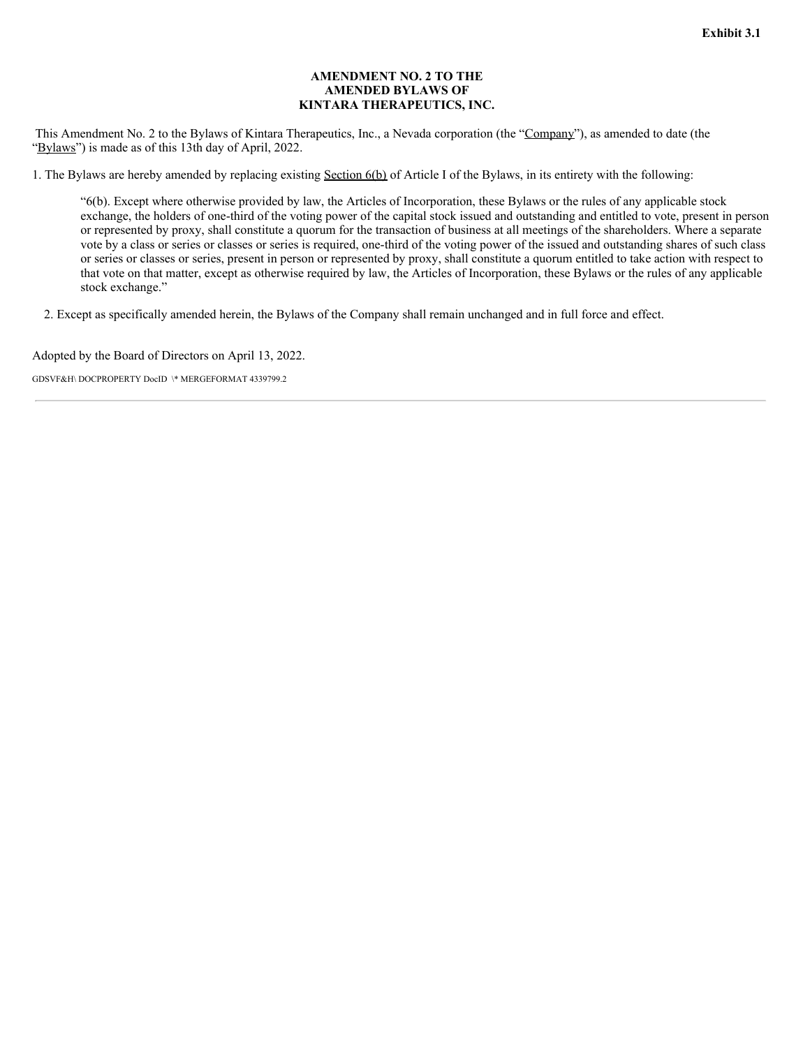**Exhibit 3.1**

**AMENDMENT NO. 2 TO THE**
**AMENDED BYLAWS OF**
**KINTARA THERAPEUTICS, INC.**

This Amendment No. 2 to the Bylaws of Kintara Therapeutics, Inc., a Nevada corporation (the "Company"), as amended to date (the "Bylaws") is made as of this 13th day of April, 2022.

1. The Bylaws are hereby amended by replacing existing Section 6(b) of Article I of the Bylaws, in its entirety with the following:

> "6(b). Except where otherwise provided by law, the Articles of Incorporation, these Bylaws or the rules of any applicable stock exchange, the holders of one-third of the voting power of the capital stock issued and outstanding and entitled to vote, present in person or represented by proxy, shall constitute a quorum for the transaction of business at all meetings of the shareholders. Where a separate vote by a class or series or classes or series is required, one-third of the voting power of the issued and outstanding shares of such class or series or classes or series, present in person or represented by proxy, shall constitute a quorum entitled to take action with respect to that vote on that matter, except as otherwise required by law, the Articles of Incorporation, these Bylaws or the rules of any applicable stock exchange."

2. Except as specifically amended herein, the Bylaws of the Company shall remain unchanged and in full force and effect.

Adopted by the Board of Directors on April 13, 2022.

GDSVF&H\ DOCPROPERTY DocID \* MERGEFORMAT 4339799.2